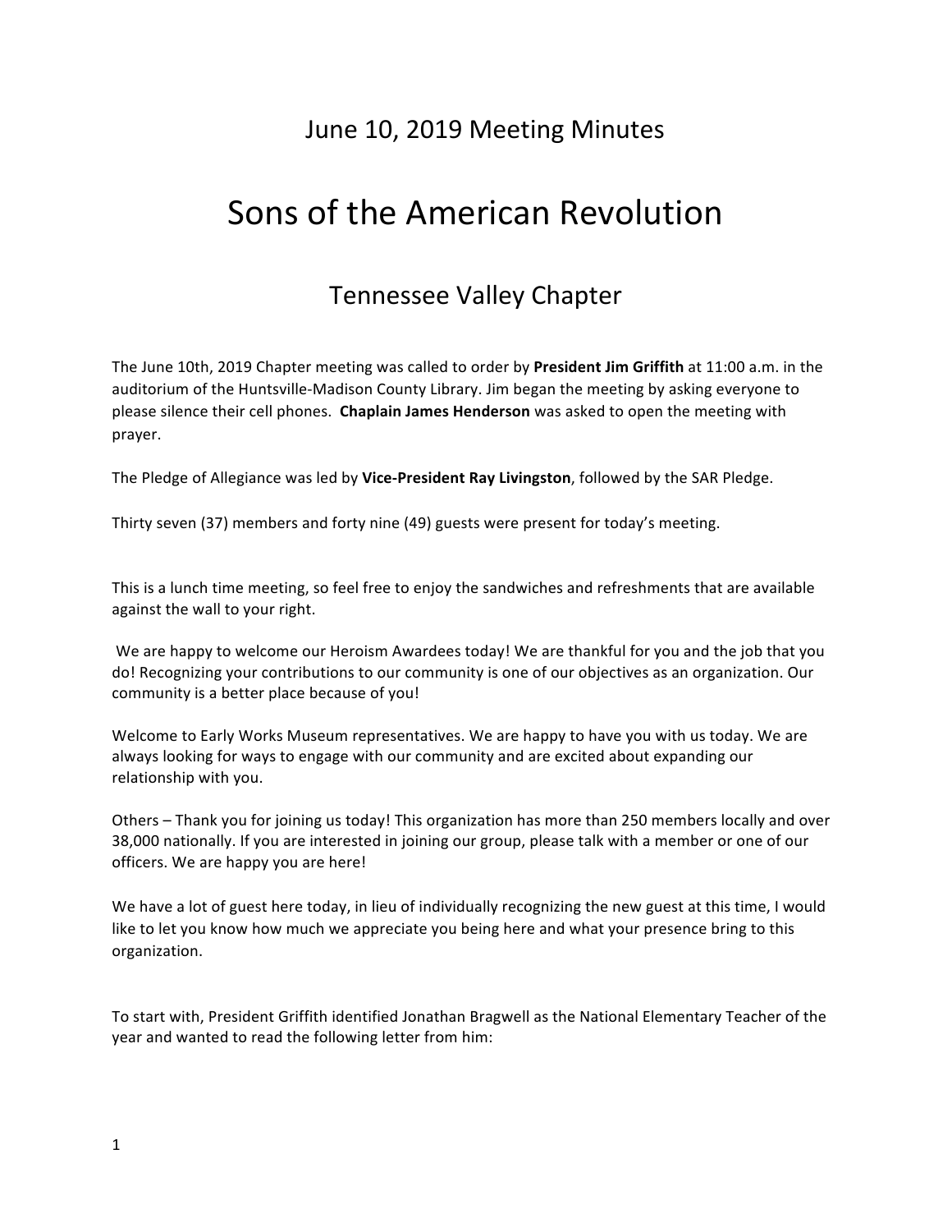# June 10, 2019 Meeting Minutes

# Sons of the American Revolution

## Tennessee Valley Chapter

The June 10th, 2019 Chapter meeting was called to order by **President Jim Griffith** at 11:00 a.m. in the auditorium of the Huntsville-Madison County Library. Jim began the meeting by asking everyone to please silence their cell phones. **Chaplain James Henderson** was asked to open the meeting with prayer.

The Pledge of Allegiance was led by **Vice-President Ray Livingston**, followed by the SAR Pledge.

Thirty seven (37) members and forty nine (49) guests were present for today's meeting.

This is a lunch time meeting, so feel free to enjoy the sandwiches and refreshments that are available against the wall to your right.

We are happy to welcome our Heroism Awardees today! We are thankful for you and the job that you do! Recognizing your contributions to our community is one of our objectives as an organization. Our community is a better place because of you!

Welcome to Early Works Museum representatives. We are happy to have you with us today. We are always looking for ways to engage with our community and are excited about expanding our relationship with you.

Others – Thank you for joining us today! This organization has more than 250 members locally and over 38,000 nationally. If you are interested in joining our group, please talk with a member or one of our officers. We are happy you are here!

We have a lot of guest here today, in lieu of individually recognizing the new guest at this time, I would like to let you know how much we appreciate you being here and what your presence bring to this organization.

To start with, President Griffith identified Jonathan Bragwell as the National Elementary Teacher of the year and wanted to read the following letter from him: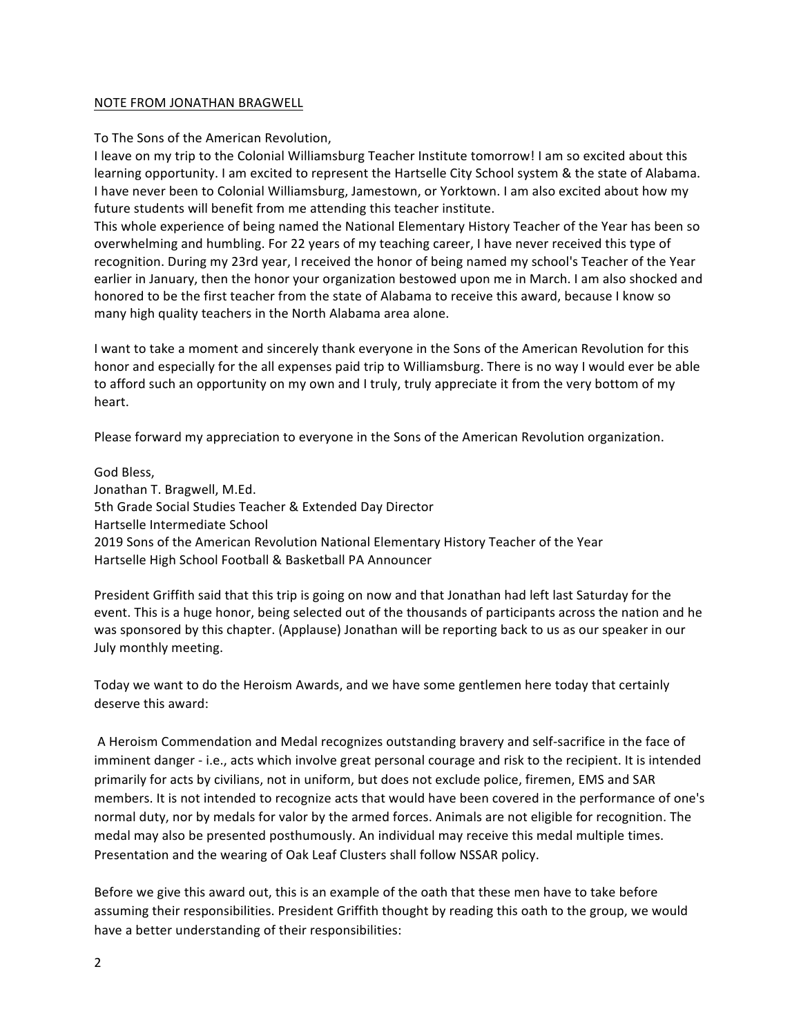<u>NOTE FROM JONATHAN BRAGWELL</u>

To The Sons of the American Revolution,
I leave on my trip to the Colonial Williamsburg Teacher Institute tomorrow! I am so excited about this learning opportunity. I am excited to represent the Hartselle City School system & the state of Alabama. I have never been to Colonial Williamsburg, Jamestown, or Yorktown. I am also excited about how my future students will benefit from me attending this teacher institute.
This whole experience of being named the National Elementary History Teacher of the Year has been so overwhelming and humbling. For 22 years of my teaching career, I have never received this type of recognition. During my 23rd year, I received the honor of being named my school's Teacher of the Year earlier in January, then the honor your organization bestowed upon me in March. I am also shocked and honored to be the first teacher from the state of Alabama to receive this award, because I know so many high quality teachers in the North Alabama area alone.

I want to take a moment and sincerely thank everyone in the Sons of the American Revolution for this honor and especially for the all expenses paid trip to Williamsburg. There is no way I would ever be able to afford such an opportunity on my own and I truly, truly appreciate it from the very bottom of my heart.

Please forward my appreciation to everyone in the Sons of the American Revolution organization.

God Bless,
Jonathan T. Bragwell, M.Ed.
5th Grade Social Studies Teacher & Extended Day Director
Hartselle Intermediate School
2019 Sons of the American Revolution National Elementary History Teacher of the Year
Hartselle High School Football & Basketball PA Announcer

President Griffith said that this trip is going on now and that Jonathan had left last Saturday for the event. This is a huge honor, being selected out of the thousands of participants across the nation and he was sponsored by this chapter. (Applause) Jonathan will be reporting back to us as our speaker in our July monthly meeting.

Today we want to do the Heroism Awards, and we have some gentlemen here today that certainly deserve this award:

A Heroism Commendation and Medal recognizes outstanding bravery and self-sacrifice in the face of imminent danger - i.e., acts which involve great personal courage and risk to the recipient. It is intended primarily for acts by civilians, not in uniform, but does not exclude police, firemen, EMS and SAR members. It is not intended to recognize acts that would have been covered in the performance of one's normal duty, nor by medals for valor by the armed forces. Animals are not eligible for recognition. The medal may also be presented posthumously. An individual may receive this medal multiple times. Presentation and the wearing of Oak Leaf Clusters shall follow NSSAR policy.

Before we give this award out, this is an example of the oath that these men have to take before assuming their responsibilities. President Griffith thought by reading this oath to the group, we would have a better understanding of their responsibilities: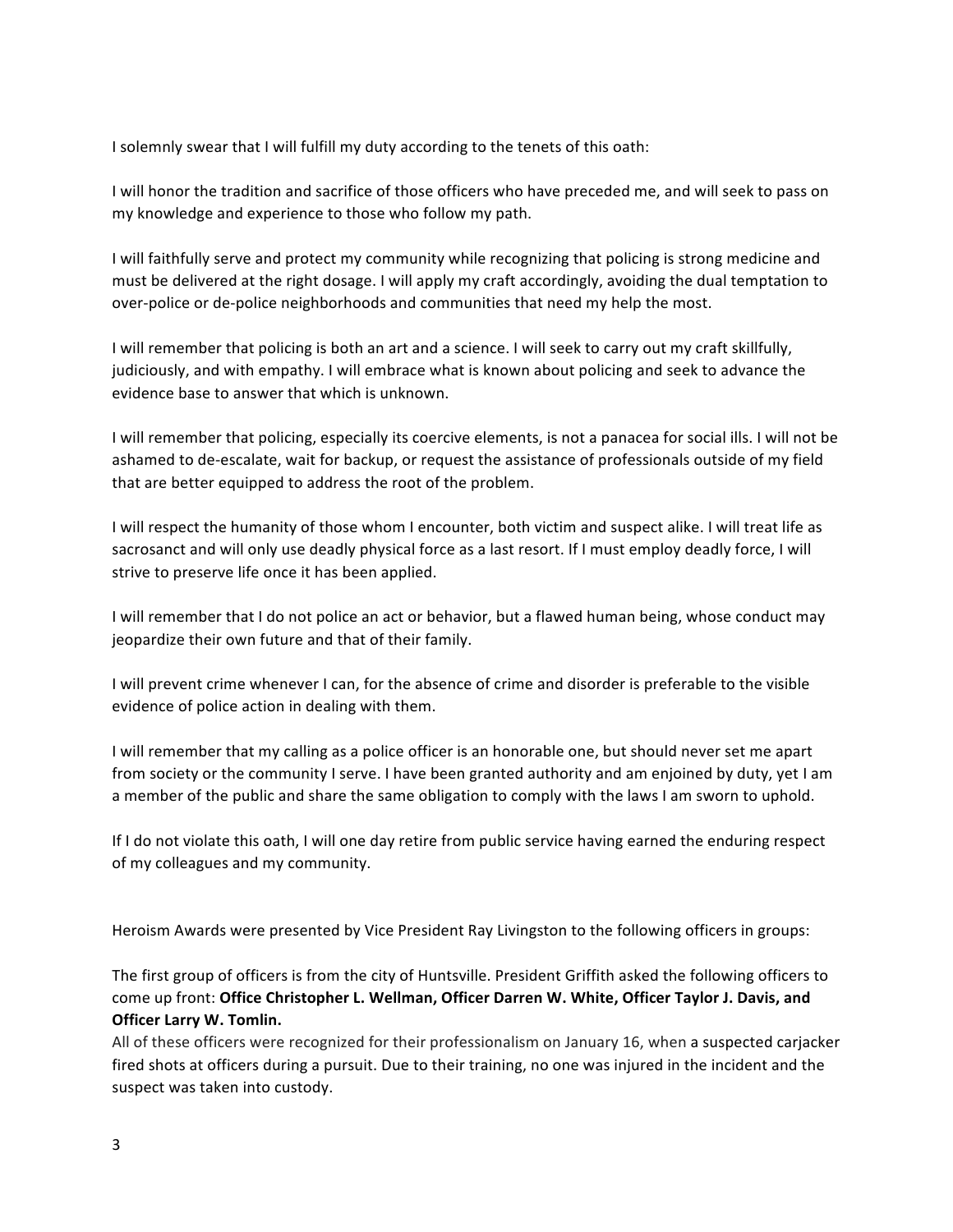I solemnly swear that I will fulfill my duty according to the tenets of this oath:

I will honor the tradition and sacrifice of those officers who have preceded me, and will seek to pass on my knowledge and experience to those who follow my path.

I will faithfully serve and protect my community while recognizing that policing is strong medicine and must be delivered at the right dosage. I will apply my craft accordingly, avoiding the dual temptation to over-police or de-police neighborhoods and communities that need my help the most.

I will remember that policing is both an art and a science. I will seek to carry out my craft skillfully, judiciously, and with empathy. I will embrace what is known about policing and seek to advance the evidence base to answer that which is unknown.

I will remember that policing, especially its coercive elements, is not a panacea for social ills. I will not be ashamed to de-escalate, wait for backup, or request the assistance of professionals outside of my field that are better equipped to address the root of the problem.

I will respect the humanity of those whom I encounter, both victim and suspect alike. I will treat life as sacrosanct and will only use deadly physical force as a last resort. If I must employ deadly force, I will strive to preserve life once it has been applied.

I will remember that I do not police an act or behavior, but a flawed human being, whose conduct may jeopardize their own future and that of their family.

I will prevent crime whenever I can, for the absence of crime and disorder is preferable to the visible evidence of police action in dealing with them.

I will remember that my calling as a police officer is an honorable one, but should never set me apart from society or the community I serve. I have been granted authority and am enjoined by duty, yet I am a member of the public and share the same obligation to comply with the laws I am sworn to uphold.

If I do not violate this oath, I will one day retire from public service having earned the enduring respect of my colleagues and my community.

Heroism Awards were presented by Vice President Ray Livingston to the following officers in groups:

The first group of officers is from the city of Huntsville. President Griffith asked the following officers to come up front: **Office Christopher L. Wellman, Officer Darren W. White, Officer Taylor J. Davis, and Officer Larry W. Tomlin.**

All of these officers were recognized for their professionalism on January 16, when a suspected carjacker fired shots at officers during a pursuit. Due to their training, no one was injured in the incident and the suspect was taken into custody.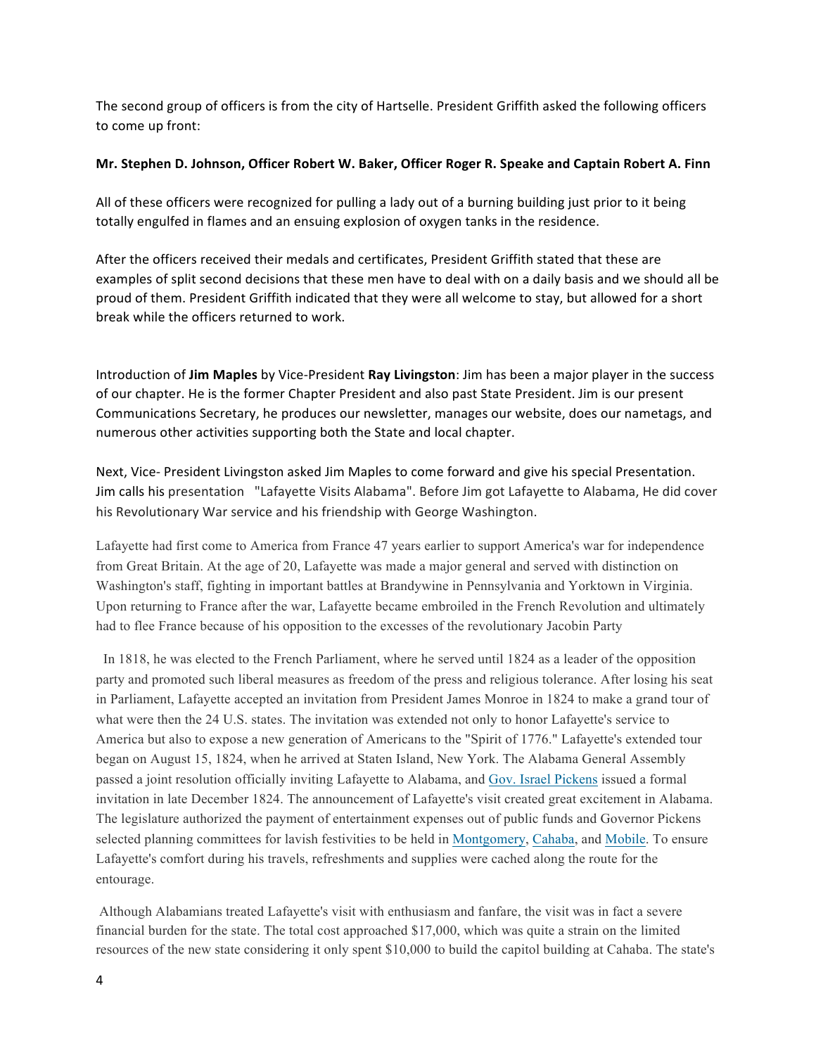The second group of officers is from the city of Hartselle. President Griffith asked the following officers to come up front:

**Mr. Stephen D. Johnson, Officer Robert W. Baker, Officer Roger R. Speake and Captain Robert A. Finn**

All of these officers were recognized for pulling a lady out of a burning building just prior to it being totally engulfed in flames and an ensuing explosion of oxygen tanks in the residence.

After the officers received their medals and certificates, President Griffith stated that these are examples of split second decisions that these men have to deal with on a daily basis and we should all be proud of them. President Griffith indicated that they were all welcome to stay, but allowed for a short break while the officers returned to work.

Introduction of **Jim Maples** by Vice-President **Ray Livingston**: Jim has been a major player in the success of our chapter. He is the former Chapter President and also past State President. Jim is our present Communications Secretary, he produces our newsletter, manages our website, does our nametags, and numerous other activities supporting both the State and local chapter.

Next, Vice- President Livingston asked Jim Maples to come forward and give his special Presentation. Jim calls his presentation "Lafayette Visits Alabama". Before Jim got Lafayette to Alabama, He did cover his Revolutionary War service and his friendship with George Washington.

Lafayette had first come to America from France 47 years earlier to support America's war for independence from Great Britain. At the age of 20, Lafayette was made a major general and served with distinction on Washington's staff, fighting in important battles at Brandywine in Pennsylvania and Yorktown in Virginia. Upon returning to France after the war, Lafayette became embroiled in the French Revolution and ultimately had to flee France because of his opposition to the excesses of the revolutionary Jacobin Party

In 1818, he was elected to the French Parliament, where he served until 1824 as a leader of the opposition party and promoted such liberal measures as freedom of the press and religious tolerance. After losing his seat in Parliament, Lafayette accepted an invitation from President James Monroe in 1824 to make a grand tour of what were then the 24 U.S. states. The invitation was extended not only to honor Lafayette's service to America but also to expose a new generation of Americans to the "Spirit of 1776." Lafayette's extended tour began on August 15, 1824, when he arrived at Staten Island, New York. The Alabama General Assembly passed a joint resolution officially inviting Lafayette to Alabama, and Gov. Israel Pickens issued a formal invitation in late December 1824. The announcement of Lafayette's visit created great excitement in Alabama. The legislature authorized the payment of entertainment expenses out of public funds and Governor Pickens selected planning committees for lavish festivities to be held in Montgomery, Cahaba, and Mobile. To ensure Lafayette's comfort during his travels, refreshments and supplies were cached along the route for the entourage.

Although Alabamians treated Lafayette's visit with enthusiasm and fanfare, the visit was in fact a severe financial burden for the state. The total cost approached $17,000, which was quite a strain on the limited resources of the new state considering it only spent $10,000 to build the capitol building at Cahaba. The state's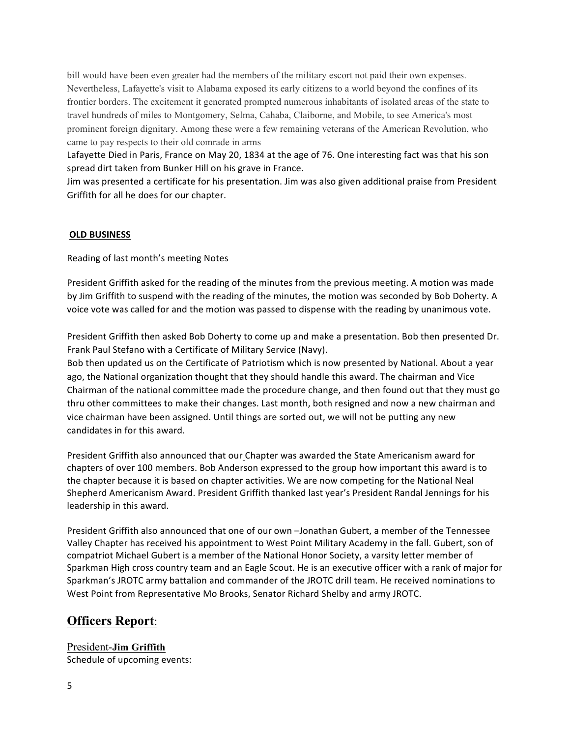bill would have been even greater had the members of the military escort not paid their own expenses. Nevertheless, Lafayette's visit to Alabama exposed its early citizens to a world beyond the confines of its frontier borders. The excitement it generated prompted numerous inhabitants of isolated areas of the state to travel hundreds of miles to Montgomery, Selma, Cahaba, Claiborne, and Mobile, to see America's most prominent foreign dignitary. Among these were a few remaining veterans of the American Revolution, who came to pay respects to their old comrade in arms

Lafayette Died in Paris, France on May 20, 1834 at the age of 76. One interesting fact was that his son spread dirt taken from Bunker Hill on his grave in France.

Jim was presented a certificate for his presentation. Jim was also given additional praise from President Griffith for all he does for our chapter.

**OLD BUSINESS**

Reading of last month's meeting Notes

President Griffith asked for the reading of the minutes from the previous meeting. A motion was made by Jim Griffith to suspend with the reading of the minutes, the motion was seconded by Bob Doherty. A voice vote was called for and the motion was passed to dispense with the reading by unanimous vote.

President Griffith then asked Bob Doherty to come up and make a presentation. Bob then presented Dr. Frank Paul Stefano with a Certificate of Military Service (Navy).

Bob then updated us on the Certificate of Patriotism which is now presented by National. About a year ago, the National organization thought that they should handle this award. The chairman and Vice Chairman of the national committee made the procedure change, and then found out that they must go thru other committees to make their changes. Last month, both resigned and now a new chairman and vice chairman have been assigned. Until things are sorted out, we will not be putting any new candidates in for this award.

President Griffith also announced that our Chapter was awarded the State Americanism award for chapters of over 100 members. Bob Anderson expressed to the group how important this award is to the chapter because it is based on chapter activities. We are now competing for the National Neal Shepherd Americanism Award. President Griffith thanked last year's President Randal Jennings for his leadership in this award.

President Griffith also announced that one of our own –Jonathan Gubert, a member of the Tennessee Valley Chapter has received his appointment to West Point Military Academy in the fall. Gubert, son of compatriot Michael Gubert is a member of the National Honor Society, a varsity letter member of Sparkman High cross country team and an Eagle Scout. He is an executive officer with a rank of major for Sparkman's JROTC army battalion and commander of the JROTC drill team. He received nominations to West Point from Representative Mo Brooks, Senator Richard Shelby and army JROTC.

## Officers Report:

### President-**Jim Griffith**

Schedule of upcoming events: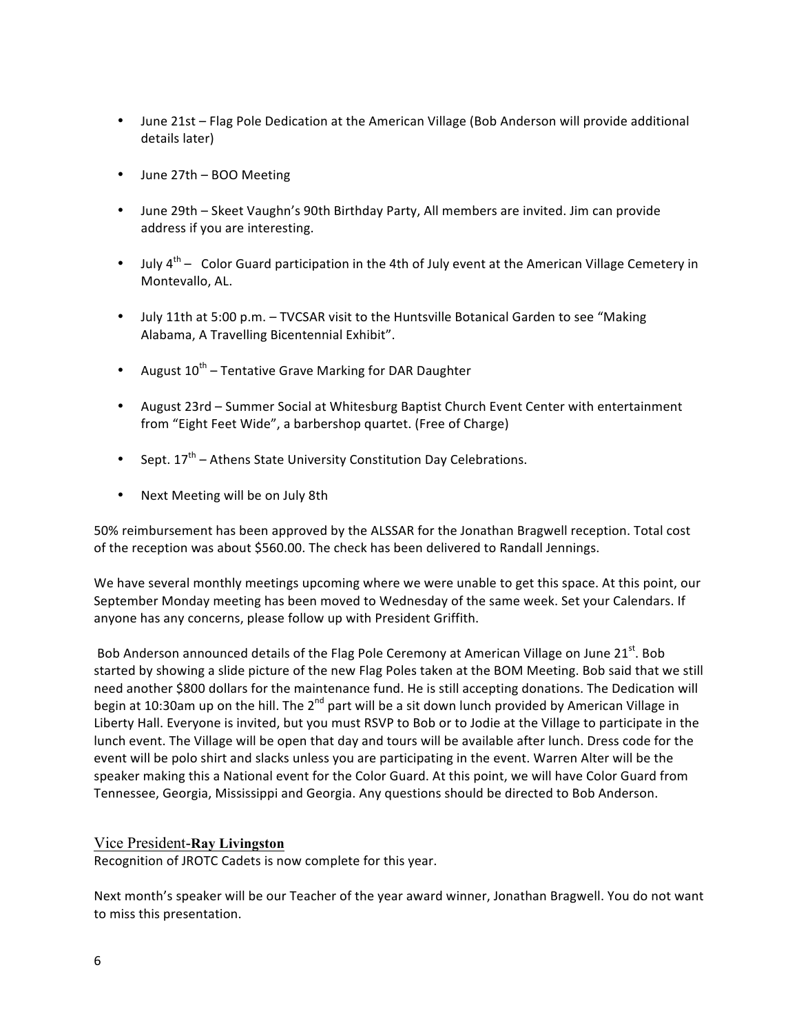- June 21st – Flag Pole Dedication at the American Village (Bob Anderson will provide additional details later)

- June 27th – BOO Meeting

- June 29th – Skeet Vaughn's 90th Birthday Party, All members are invited. Jim can provide address if you are interesting.

- July 4th – Color Guard participation in the 4th of July event at the American Village Cemetery in Montevallo, AL.

- July 11th at 5:00 p.m. – TVCSAR visit to the Huntsville Botanical Garden to see "Making Alabama, A Travelling Bicentennial Exhibit".

- August 10th – Tentative Grave Marking for DAR Daughter

- August 23rd – Summer Social at Whitesburg Baptist Church Event Center with entertainment from "Eight Feet Wide", a barbershop quartet. (Free of Charge)

- Sept. 17th – Athens State University Constitution Day Celebrations.

- Next Meeting will be on July 8th

50% reimbursement has been approved by the ALSSAR for the Jonathan Bragwell reception. Total cost of the reception was about $560.00. The check has been delivered to Randall Jennings.

We have several monthly meetings upcoming where we were unable to get this space. At this point, our September Monday meeting has been moved to Wednesday of the same week. Set your Calendars. If anyone has any concerns, please follow up with President Griffith.

Bob Anderson announced details of the Flag Pole Ceremony at American Village on June 21st. Bob started by showing a slide picture of the new Flag Poles taken at the BOM Meeting. Bob said that we still need another $800 dollars for the maintenance fund. He is still accepting donations. The Dedication will begin at 10:30am up on the hill. The 2nd part will be a sit down lunch provided by American Village in Liberty Hall. Everyone is invited, but you must RSVP to Bob or to Jodie at the Village to participate in the lunch event. The Village will be open that day and tours will be available after lunch. Dress code for the event will be polo shirt and slacks unless you are participating in the event. Warren Alter will be the speaker making this a National event for the Color Guard. At this point, we will have Color Guard from Tennessee, Georgia, Mississippi and Georgia. Any questions should be directed to Bob Anderson.

## Vice President-**Ray Livingston**

Recognition of JROTC Cadets is now complete for this year.

Next month's speaker will be our Teacher of the year award winner, Jonathan Bragwell. You do not want to miss this presentation.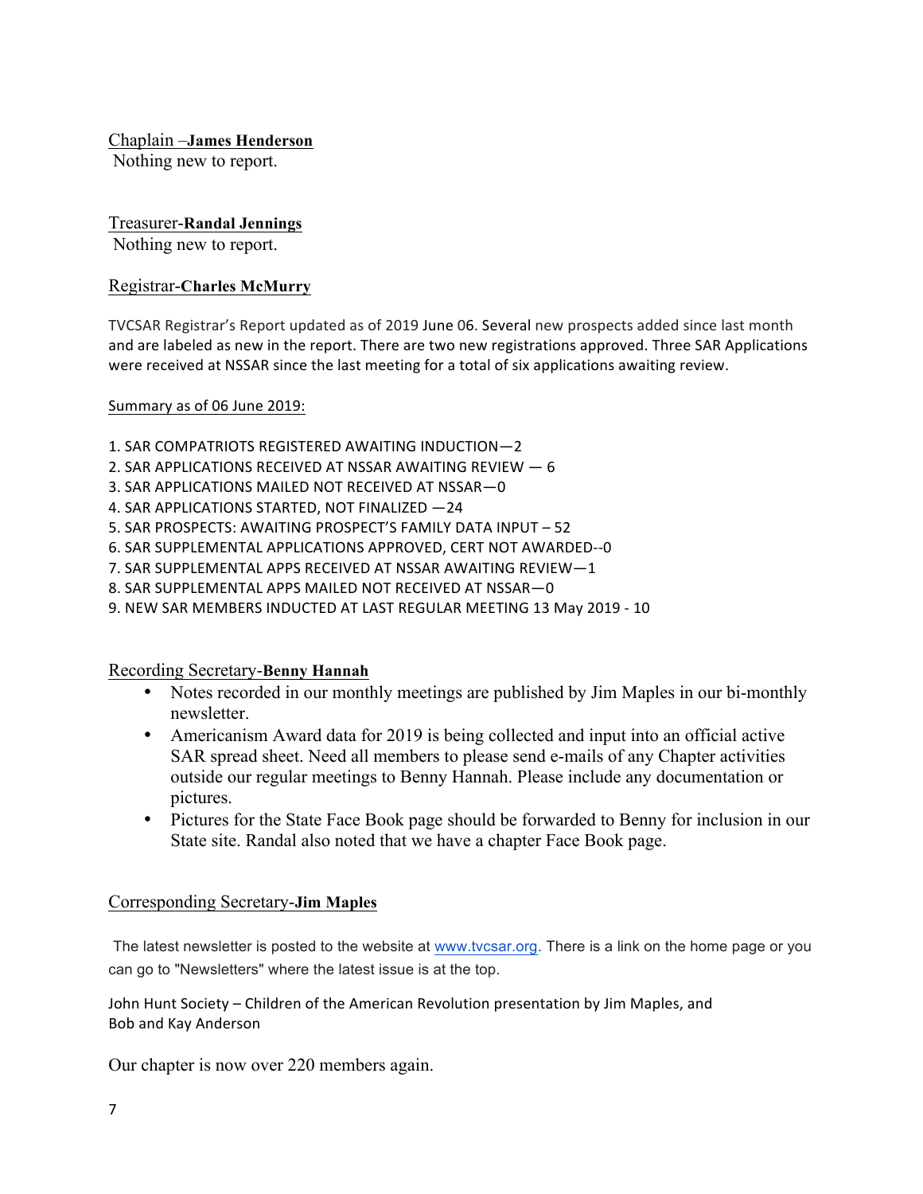Chaplain –**James Henderson**

Nothing new to report.

Treasurer-**Randal Jennings**

Nothing new to report.

Registrar-**Charles McMurry**

TVCSAR Registrar's Report updated as of 2019 June 06. Several new prospects added since last month and are labeled as new in the report. There are two new registrations approved. Three SAR Applications were received at NSSAR since the last meeting for a total of six applications awaiting review.

Summary as of 06 June 2019:

1. SAR COMPATRIOTS REGISTERED AWAITING INDUCTION—2
2. SAR APPLICATIONS RECEIVED AT NSSAR AWAITING REVIEW — 6
3. SAR APPLICATIONS MAILED NOT RECEIVED AT NSSAR—0
4. SAR APPLICATIONS STARTED, NOT FINALIZED —24
5. SAR PROSPECTS: AWAITING PROSPECT'S FAMILY DATA INPUT – 52
6. SAR SUPPLEMENTAL APPLICATIONS APPROVED, CERT NOT AWARDED--0
7. SAR SUPPLEMENTAL APPS RECEIVED AT NSSAR AWAITING REVIEW—1
8. SAR SUPPLEMENTAL APPS MAILED NOT RECEIVED AT NSSAR—0
9. NEW SAR MEMBERS INDUCTED AT LAST REGULAR MEETING 13 May 2019 - 10

Recording Secretary-**Benny Hannah**

- Notes recorded in our monthly meetings are published by Jim Maples in our bi-monthly newsletter.
- Americanism Award data for 2019 is being collected and input into an official active SAR spread sheet. Need all members to please send e-mails of any Chapter activities outside our regular meetings to Benny Hannah. Please include any documentation or pictures.
- Pictures for the State Face Book page should be forwarded to Benny for inclusion in our State site. Randal also noted that we have a chapter Face Book page.

Corresponding Secretary-**Jim Maples**

The latest newsletter is posted to the website at www.tvcsar.org. There is a link on the home page or you can go to "Newsletters" where the latest issue is at the top.

John Hunt Society – Children of the American Revolution presentation by Jim Maples, and Bob and Kay Anderson

Our chapter is now over 220 members again.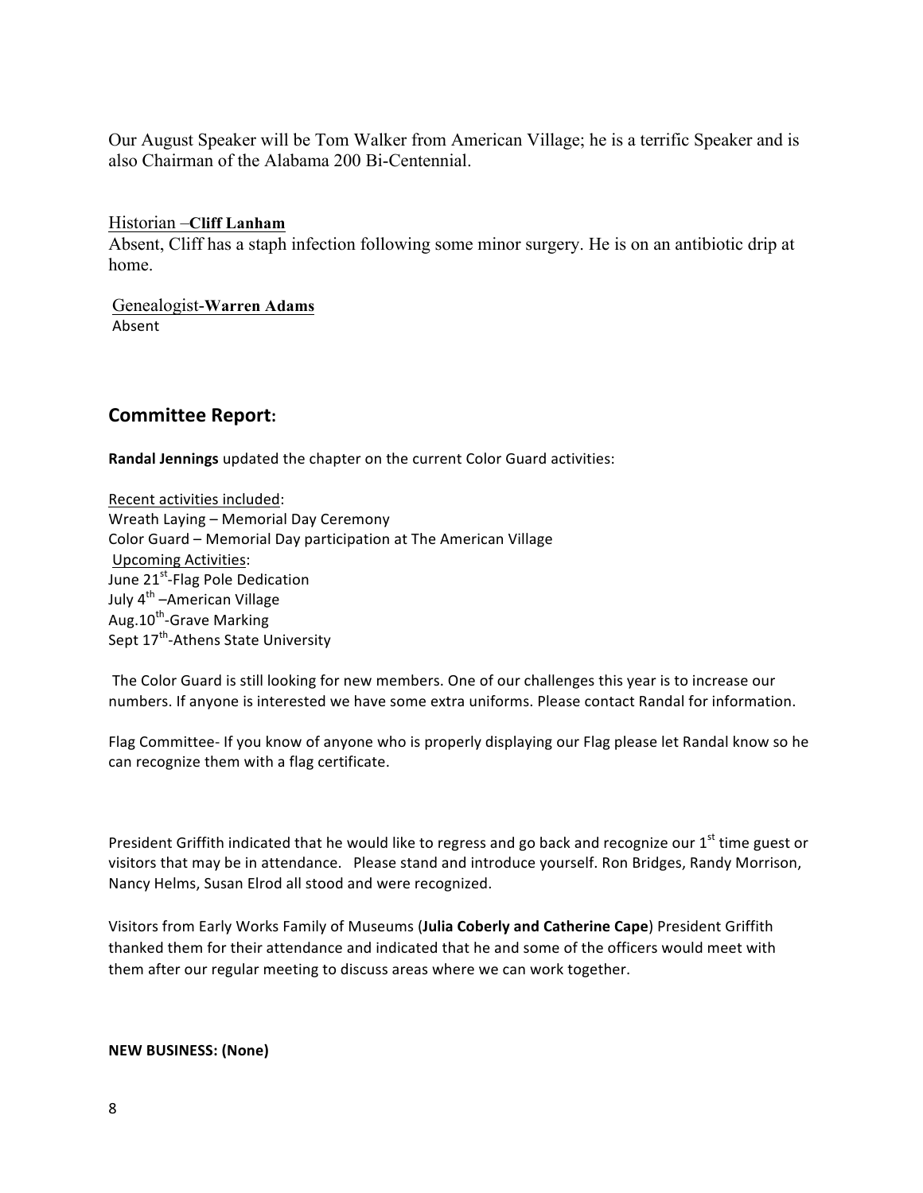Our August Speaker will be Tom Walker from American Village; he is a terrific Speaker and is also Chairman of the Alabama 200 Bi-Centennial.

Historian –**Cliff Lanham**

Absent, Cliff has a staph infection following some minor surgery. He is on an antibiotic drip at home.

Genealogist-**Warren Adams**

Absent

## Committee Report:

**Randal Jennings** updated the chapter on the current Color Guard activities:

Recent activities included:

Wreath Laying – Memorial Day Ceremony

Color Guard – Memorial Day participation at The American Village

Upcoming Activities:

June 21st-Flag Pole Dedication

July 4th –American Village

Aug.10th-Grave Marking

Sept 17th-Athens State University

The Color Guard is still looking for new members. One of our challenges this year is to increase our numbers. If anyone is interested we have some extra uniforms. Please contact Randal for information.

Flag Committee- If you know of anyone who is properly displaying our Flag please let Randal know so he can recognize them with a flag certificate.

President Griffith indicated that he would like to regress and go back and recognize our 1st time guest or visitors that may be in attendance. Please stand and introduce yourself. Ron Bridges, Randy Morrison, Nancy Helms, Susan Elrod all stood and were recognized.

Visitors from Early Works Family of Museums (**Julia Coberly and Catherine Cape**) President Griffith thanked them for their attendance and indicated that he and some of the officers would meet with them after our regular meeting to discuss areas where we can work together.

**NEW BUSINESS: (None)**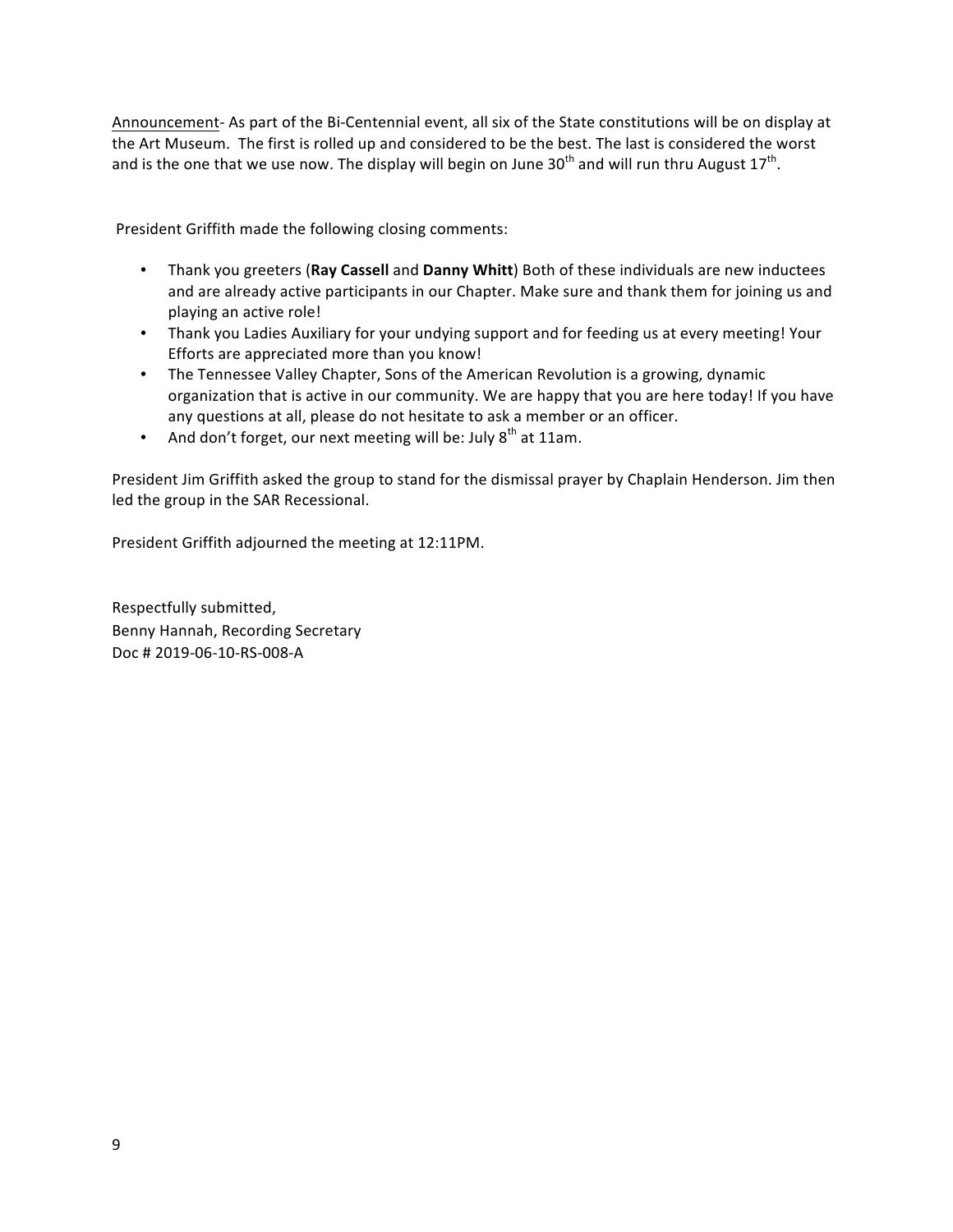<u>Announcement</u>- As part of the Bi-Centennial event, all six of the State constitutions will be on display at the Art Museum. The first is rolled up and considered to be the best. The last is considered the worst and is the one that we use now. The display will begin on June 30th and will run thru August 17th.

President Griffith made the following closing comments:

- Thank you greeters (**Ray Cassell** and **Danny Whitt**) Both of these individuals are new inductees and are already active participants in our Chapter. Make sure and thank them for joining us and playing an active role!
- Thank you Ladies Auxiliary for your undying support and for feeding us at every meeting! Your Efforts are appreciated more than you know!
- The Tennessee Valley Chapter, Sons of the American Revolution is a growing, dynamic organization that is active in our community. We are happy that you are here today! If you have any questions at all, please do not hesitate to ask a member or an officer.
- And don't forget, our next meeting will be: July 8th at 11am.

President Jim Griffith asked the group to stand for the dismissal prayer by Chaplain Henderson. Jim then led the group in the SAR Recessional.

President Griffith adjourned the meeting at 12:11PM.

Respectfully submitted,
Benny Hannah, Recording Secretary
Doc # 2019-06-10-RS-008-A